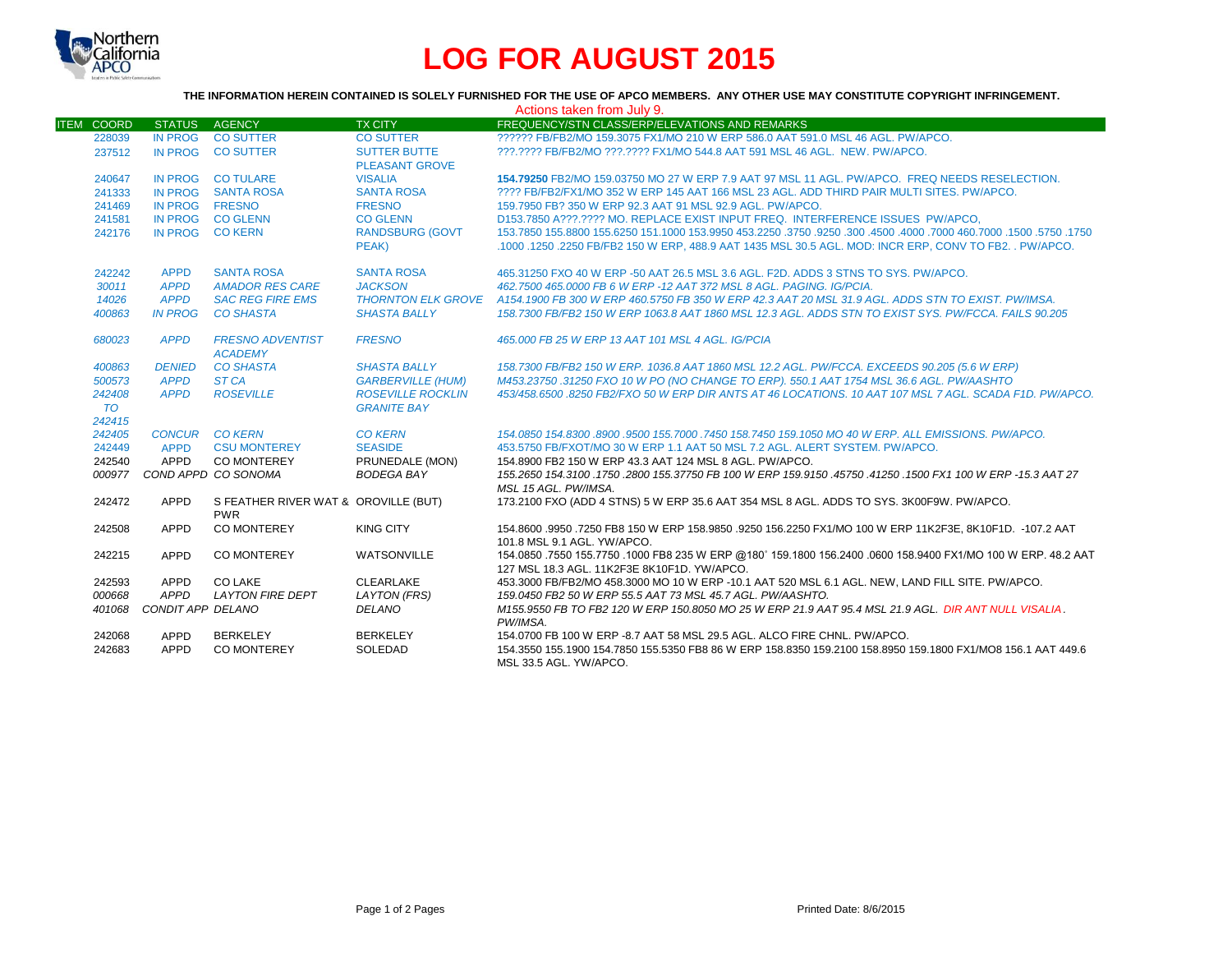# LOG FOR AUGUST 2015

**THE INFORMATION HEREIN CONTAINED IS SOLELY FURNISHED FOR THE USE OF APCO MEMBERS. ANY OTHER USE MAY CONSTITUTE COPYRIGHT INFRINGEMENT.**

Actions taken from July 9.

| ITEM | COORD | STATUS | AGENCY | TX CITY | FREQUENCY/STN CLASS/ERP/ELEVATIONS AND REMARKS |
|---|---|---|---|---|---|
| | 228039 | IN PROG | CO SUTTER | CO SUTTER | ?????? FB/FB2/MO 159.3075 FX1/MO 210 W ERP 586.0 AAT 591.0 MSL 46 AGL. PW/APCO. |
| | 237512 | IN PROG | CO SUTTER | SUTTER BUTTE PLEASANT GROVE | ???.???? FB/FB2/MO ???.???? FX1/MO 544.8 AAT 591 MSL 46 AGL. NEW. PW/APCO. |
| | 240647 | IN PROG | CO TULARE | VISALIA | **154.79250** FB2/MO 159.03750 MO 27 W ERP 7.9 AAT 97 MSL 11 AGL. PW/APCO. FREQ NEEDS RESELECTION. |
| | 241333 | IN PROG | SANTA ROSA | SANTA ROSA | ???? FB/FB2/FX1/MO 352 W ERP 145 AAT 166 MSL 23 AGL. ADD THIRD PAIR MULTI SITES. PW/APCO. |
| | 241469 | IN PROG | FRESNO | FRESNO | 159.7950 FB? 350 W ERP 92.3 AAT 91 MSL 92.9 AGL. PW/APCO. |
| | 241581 | IN PROG | CO GLENN | CO GLENN | D153.7850 A???.???? MO. REPLACE EXIST INPUT FREQ. INTERFERENCE ISSUES PW/APCO, |
| | 242176 | IN PROG | CO KERN | RANDSBURG (GOVT PEAK) | 153.7850 155.8800 155.6250 151.1000 153.9950 453.2250 .3750 .9250 .300 .4500 .4000 .7000 460.7000 .1500 .5750 .1750 .1000 .1250 .2250 FB/FB2 150 W ERP, 488.9 AAT 1435 MSL 30.5 AGL. MOD: INCR ERP, CONV TO FB2. . PW/APCO. |
| | 242242 | APPD | SANTA ROSA | SANTA ROSA | 465.31250 FXO 40 W ERP -50 AAT 26.5 MSL 3.6 AGL. F2D. ADDS 3 STNS TO SYS. PW/APCO. |
| | *30011* | *APPD* | *AMADOR RES CARE* | *JACKSON* | *462.7500 465.0000 FB 6 W ERP -12 AAT 372 MSL 8 AGL. PAGING. IG/PCIA.* |
| | *14026* | *APPD* | *SAC REG FIRE EMS* | *THORNTON ELK GROVE* | *A154.1900 FB 300 W ERP 460.5750 FB 350 W ERP 42.3 AAT 20 MSL 31.9 AGL. ADDS STN TO EXIST. PW/IMSA.* |
| | *400863* | *IN PROG* | *CO SHASTA* | *SHASTA BALLY* | *158.7300 FB/FB2 150 W ERP 1063.8 AAT 1860 MSL 12.3 AGL. ADDS STN TO EXIST SYS. PW/FCCA. FAILS 90.205* |
| | *680023* | *APPD* | *FRESNO ADVENTIST ACADEMY* | *FRESNO* | *465.000 FB 25 W ERP 13 AAT 101 MSL 4 AGL. IG/PCIA* |
| | *400863* | *DENIED* | *CO SHASTA* | *SHASTA BALLY* | *158.7300 FB/FB2 150 W ERP. 1036.8 AAT 1860 MSL 12.2 AGL. PW/FCCA. EXCEEDS 90.205 (5.6 W ERP)* |
| | *500573* | *APPD* | *ST CA* | *GARBERVILLE (HUM)* | *M453.23750 .31250 FXO 10 W PO (NO CHANGE TO ERP). 550.1 AAT 1754 MSL 36.6 AGL. PW/AASHTO* |
| | *242408 TO 242415* | *APPD* | *ROSEVILLE* | *ROSEVILLE ROCKLIN GRANITE BAY* | *453/458.6500 .8250 FB2/FXO 50 W ERP DIR ANTS AT 46 LOCATIONS. 10 AAT 107 MSL 7 AGL. SCADA F1D. PW/APCO.* |
| | *242405* | *CONCUR* | *CO KERN* | *CO KERN* | *154.0850 154.8300 .8900 .9500 155.7000 .7450 158.7450 159.1050 MO 40 W ERP. ALL EMISSIONS. PW/APCO.* |
| | 242449 | APPD | CSU MONTEREY | SEASIDE | 453.5750 FB/FXOT/MO 30 W ERP 1.1 AAT 50 MSL 7.2 AGL. ALERT SYSTEM. PW/APCO. |
| | 242540 | APPD | CO MONTEREY | PRUNEDALE (MON) | 154.8900 FB2 150 W ERP 43.3 AAT 124 MSL 8 AGL. PW/APCO. |
| | *000977* | *COND APPD* | *CO SONOMA* | *BODEGA BAY* | *155.2650 154.3100 .1750 .2800 155.37750 FB 100 W ERP 159.9150 .45750 .41250 .1500 FX1 100 W ERP -15.3 AAT 27 MSL 15 AGL. PW/IMSA.* |
| | 242472 | APPD | S FEATHER RIVER WAT & PWR | OROVILLE (BUT) | 173.2100 FXO (ADD 4 STNS) 5 W ERP 35.6 AAT 354 MSL 8 AGL. ADDS TO SYS. 3K00F9W. PW/APCO. |
| | 242508 | APPD | CO MONTEREY | KING CITY | 154.8600 .9950 .7250 FB8 150 W ERP 158.9850 .9250 156.2250 FX1/MO 100 W ERP 11K2F3E, 8K10F1D. -107.2 AAT 101.8 MSL 9.1 AGL. YW/APCO. |
| | 242215 | APPD | CO MONTEREY | WATSONVILLE | 154.0850 .7550 155.7750 .1000 FB8 235 W ERP @180˚ 159.1800 156.2400 .0600 158.9400 FX1/MO 100 W ERP. 48.2 AAT 127 MSL 18.3 AGL. 11K2F3E 8K10F1D. YW/APCO. |
| | 242593 | APPD | CO LAKE | CLEARLAKE | 453.3000 FB/FB2/MO 458.3000 MO 10 W ERP -10.1 AAT 520 MSL 6.1 AGL. NEW, LAND FILL SITE. PW/APCO. |
| | *000668* | *APPD* | *LAYTON FIRE DEPT* | *LAYTON (FRS)* | *159.0450 FB2 50 W ERP 55.5 AAT 73 MSL 45.7 AGL. PW/AASHTO.* |
| | *401068* | *CONDIT APP* | *DELANO* | *DELANO* | *M155.9550 FB TO FB2 120 W ERP 150.8050 MO 25 W ERP 21.9 AAT 95.4 MSL 21.9 AGL. DIR ANT NULL VISALIA. PW/IMSA.* |
| | 242068 | APPD | BERKELEY | BERKELEY | 154.0700 FB 100 W ERP -8.7 AAT 58 MSL 29.5 AGL. ALCO FIRE CHNL. PW/APCO. |
| | 242683 | APPD | CO MONTEREY | SOLEDAD | 154.3550 155.1900 154.7850 155.5350 FB8 86 W ERP 158.8350 159.2100 158.8950 159.1800 FX1/MO8 156.1 AAT 449.6 MSL 33.5 AGL. YW/APCO. |

Printed Date: 8/6/2015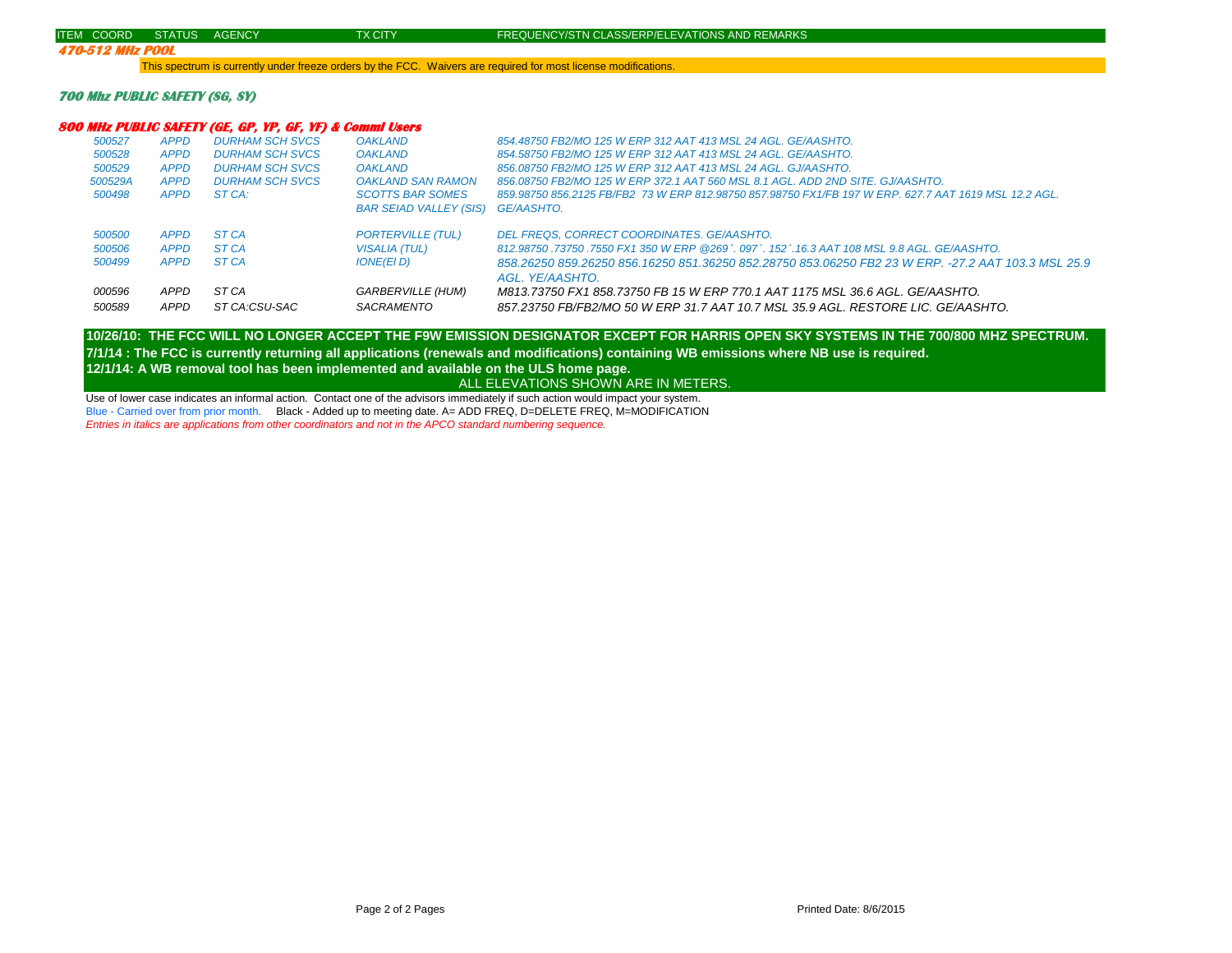| ITEM | COORD | STATUS | AGENCY | TX CITY | FREQUENCY/STN CLASS/ERP/ELEVATIONS AND REMARKS |
|---|---|---|---|---|---|

***470-512 MHz POOL***

This spectrum is currently under freeze orders by the FCC. Waivers are required for most license modifications.

***700 Mhz PUBLIC SAFETY (SG, SY)***

***800 MHz PUBLIC SAFETY (GE, GP, YP, GF, YF) & Comml Users***

| ITEM | STATUS | AGENCY | TX CITY | FREQUENCY/STN CLASS/ERP/ELEVATIONS AND REMARKS |
|---|---|---|---|---|
| *500527* | *APPD* | *DURHAM SCH SVCS* | *OAKLAND* | *854.48750 FB2/MO 125 W ERP 312 AAT 413 MSL 24 AGL. GE/AASHTO.* |
| *500528* | *APPD* | *DURHAM SCH SVCS* | *OAKLAND* | *854.58750 FB2/MO 125 W ERP 312 AAT 413 MSL 24 AGL. GE/AASHTO.* |
| *500529* | *APPD* | *DURHAM SCH SVCS* | *OAKLAND* | *856.08750 FB2/MO 125 W ERP 312 AAT 413 MSL 24 AGL. GJ/AASHTO.* |
| *500529A* | *APPD* | *DURHAM SCH SVCS* | *OAKLAND SAN RAMON* | *856.08750 FB2/MO 125 W ERP 372.1 AAT 560 MSL 8.1 AGL. ADD 2ND SITE. GJ/AASHTO.* |
| *500498* | *APPD* | *ST CA:* | *SCOTTS BAR SOMES BAR SEIAD VALLEY (SIS)* | *859.98750 856.2125 FB/FB2 73 W ERP 812.98750 857.98750 FX1/FB 197 W ERP. 627.7 AAT 1619 MSL 12.2 AGL. GE/AASHTO.* |
| *500500* | *APPD* | *ST CA* | *PORTERVILLE (TUL)* | *DEL FREQS, CORRECT COORDINATES. GE/AASHTO.* |
| *500506* | *APPD* | *ST CA* | *VISALIA (TUL)* | *812.98750 .73750 .7550 FX1 350 W ERP @269°. 097°. 152°.16.3 AAT 108 MSL 9.8 AGL. GE/AASHTO.* |
| *500499* | *APPD* | *ST CA* | *IONE(El D)* | *858.26250 859.26250 856.16250 851.36250 852.28750 853.06250 FB2 23 W ERP. -27.2 AAT 103.3 MSL 25.9 AGL. YE/AASHTO.* |
| *000596* | *APPD* | *ST CA* | *GARBERVILLE (HUM)* | *M813.73750 FX1 858.73750 FB 15 W ERP 770.1 AAT 1175 MSL 36.6 AGL. GE/AASHTO.* |
| *500589* | *APPD* | *ST CA:CSU-SAC* | *SACRAMENTO* | *857.23750 FB/FB2/MO 50 W ERP 31.7 AAT 10.7 MSL 35.9 AGL. RESTORE LIC. GE/AASHTO.* |

**10/26/10: THE FCC WILL NO LONGER ACCEPT THE F9W EMISSION DESIGNATOR EXCEPT FOR HARRIS OPEN SKY SYSTEMS IN THE 700/800 MHZ SPECTRUM.**
**7/1/14 : The FCC is currently returning all applications (renewals and modifications) containing WB emissions where NB use is required.**
**12/1/14: A WB removal tool has been implemented and available on the ULS home page.**
ALL ELEVATIONS SHOWN ARE IN METERS.

Use of lower case indicates an informal action. Contact one of the advisors immediately if such action would impact your system.
Blue - Carried over from prior month. Black - Added up to meeting date. A= ADD FREQ, D=DELETE FREQ, M=MODIFICATION
*Entries in italics are applications from other coordinators and not in the APCO standard numbering sequence.*

Printed Date: 8/6/2015